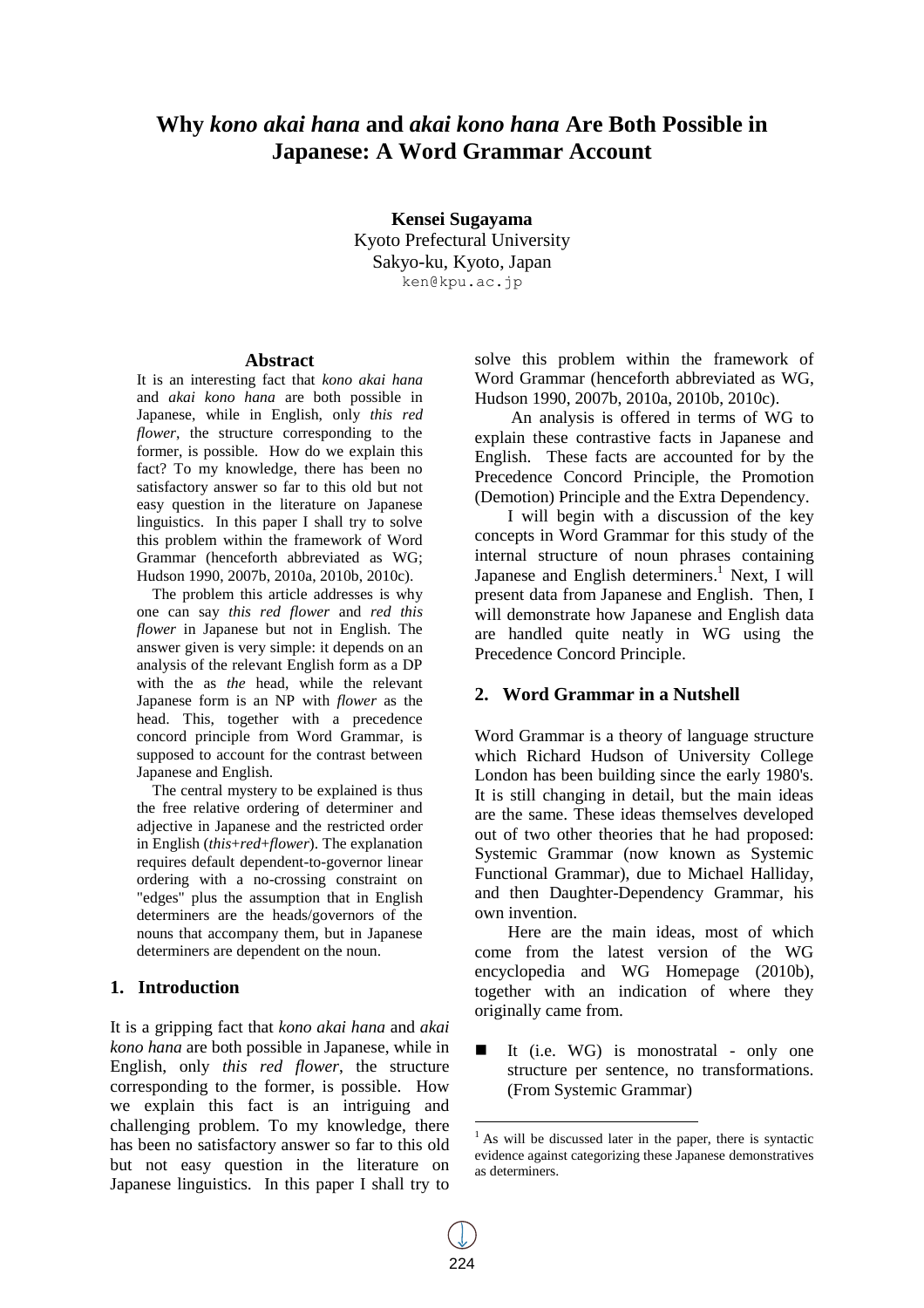# Why *kono akai hana* and *akai kono hana* Are Both Possible in Japanese: A Word Grammar Account

**Kensei Sugayama**
Kyoto Prefectural University
Sakyo-ku, Kyoto, Japan
ken@kpu.ac.jp

## Abstract

It is an interesting fact that *kono akai hana* and *akai kono hana* are both possible in Japanese, while in English, only *this red flower*, the structure corresponding to the former, is possible. How do we explain this fact? To my knowledge, there has been no satisfactory answer so far to this old but not easy question in the literature on Japanese linguistics. In this paper I shall try to solve this problem within the framework of Word Grammar (henceforth abbreviated as WG; Hudson 1990, 2007b, 2010a, 2010b, 2010c).

The problem this article addresses is why one can say *this red flower* and *red this flower* in Japanese but not in English. The answer given is very simple: it depends on an analysis of the relevant English form as a DP with the as *the* head, while the relevant Japanese form is an NP with *flower* as the head. This, together with a precedence concord principle from Word Grammar, is supposed to account for the contrast between Japanese and English.

The central mystery to be explained is thus the free relative ordering of determiner and adjective in Japanese and the restricted order in English (*this*+*red*+*flower*). The explanation requires default dependent-to-governor linear ordering with a no-crossing constraint on "edges" plus the assumption that in English determiners are the heads/governors of the nouns that accompany them, but in Japanese determiners are dependent on the noun.

## 1. Introduction

It is a gripping fact that *kono akai hana* and *akai kono hana* are both possible in Japanese, while in English, only *this red flower*, the structure corresponding to the former, is possible. How we explain this fact is an intriguing and challenging problem. To my knowledge, there has been no satisfactory answer so far to this old but not easy question in the literature on Japanese linguistics. In this paper I shall try to solve this problem within the framework of Word Grammar (henceforth abbreviated as WG, Hudson 1990, 2007b, 2010a, 2010b, 2010c).

An analysis is offered in terms of WG to explain these contrastive facts in Japanese and English. These facts are accounted for by the Precedence Concord Principle, the Promotion (Demotion) Principle and the Extra Dependency.

I will begin with a discussion of the key concepts in Word Grammar for this study of the internal structure of noun phrases containing Japanese and English determiners.[1] Next, I will present data from Japanese and English. Then, I will demonstrate how Japanese and English data are handled quite neatly in WG using the Precedence Concord Principle.

## 2. Word Grammar in a Nutshell

Word Grammar is a theory of language structure which Richard Hudson of University College London has been building since the early 1980's. It is still changing in detail, but the main ideas are the same. These ideas themselves developed out of two other theories that he had proposed: Systemic Grammar (now known as Systemic Functional Grammar), due to Michael Halliday, and then Daughter-Dependency Grammar, his own invention.

Here are the main ideas, most of which come from the latest version of the WG encyclopedia and WG Homepage (2010b), together with an indication of where they originally came from.

- It (i.e. WG) is monostratal - only one structure per sentence, no transformations. (From Systemic Grammar)

[1] As will be discussed later in the paper, there is syntactic evidence against categorizing these Japanese demonstratives as determiners.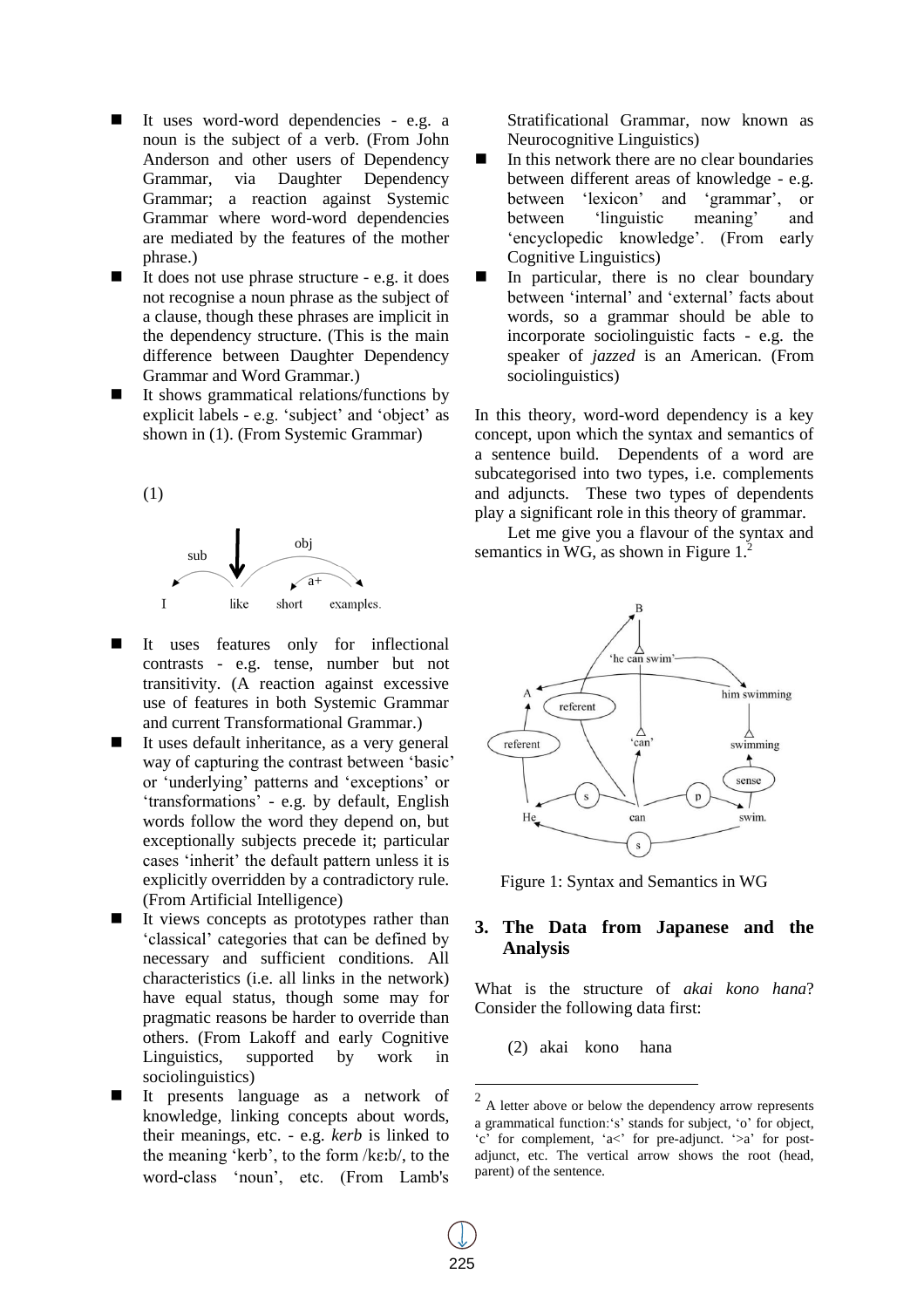- It uses word-word dependencies - e.g. a noun is the subject of a verb. (From John Anderson and other users of Dependency Grammar, via Daughter Dependency Grammar; a reaction against Systemic Grammar where word-word dependencies are mediated by the features of the mother phrase.)
- It does not use phrase structure - e.g. it does not recognise a noun phrase as the subject of a clause, though these phrases are implicit in the dependency structure. (This is the main difference between Daughter Dependency Grammar and Word Grammar.)
- It shows grammatical relations/functions by explicit labels - e.g. 'subject' and 'object' as shown in (1). (From Systemic Grammar)

(1)

I like short examples.

- It uses features only for inflectional contrasts - e.g. tense, number but not transitivity. (A reaction against excessive use of features in both Systemic Grammar and current Transformational Grammar.)
- It uses default inheritance, as a very general way of capturing the contrast between 'basic' or 'underlying' patterns and 'exceptions' or 'transformations' - e.g. by default, English words follow the word they depend on, but exceptionally subjects precede it; particular cases 'inherit' the default pattern unless it is explicitly overridden by a contradictory rule. (From Artificial Intelligence)
- It views concepts as prototypes rather than 'classical' categories that can be defined by necessary and sufficient conditions. All characteristics (i.e. all links in the network) have equal status, though some may for pragmatic reasons be harder to override than others. (From Lakoff and early Cognitive Linguistics, supported by work in sociolinguistics)
- It presents language as a network of knowledge, linking concepts about words, their meanings, etc. - e.g. *kerb* is linked to the meaning 'kerb', to the form /kɛːb/, to the word-class 'noun', etc. (From Lamb's Stratificational Grammar, now known as Neurocognitive Linguistics)
- In this network there are no clear boundaries between different areas of knowledge - e.g. between 'lexicon' and 'grammar', or between 'linguistic meaning' and 'encyclopedic knowledge'. (From early Cognitive Linguistics)
- In particular, there is no clear boundary between 'internal' and 'external' facts about words, so a grammar should be able to incorporate sociolinguistic facts - e.g. the speaker of *jazzed* is an American. (From sociolinguistics)

In this theory, word-word dependency is a key concept, upon which the syntax and semantics of a sentence build. Dependents of a word are subcategorised into two types, i.e. complements and adjuncts. These two types of dependents play a significant role in this theory of grammar.

Let me give you a flavour of the syntax and semantics in WG, as shown in Figure 1.[2]

Figure 1: Syntax and Semantics in WG

## 3. The Data from Japanese and the Analysis

What is the structure of *akai kono hana*? Consider the following data first:

(2) akai kono hana

[2] A letter above or below the dependency arrow represents a grammatical function: 's' stands for subject, 'o' for object, 'c' for complement, 'a<' for pre-adjunct. '>a' for post-adjunct, etc. The vertical arrow shows the root (head, parent) of the sentence.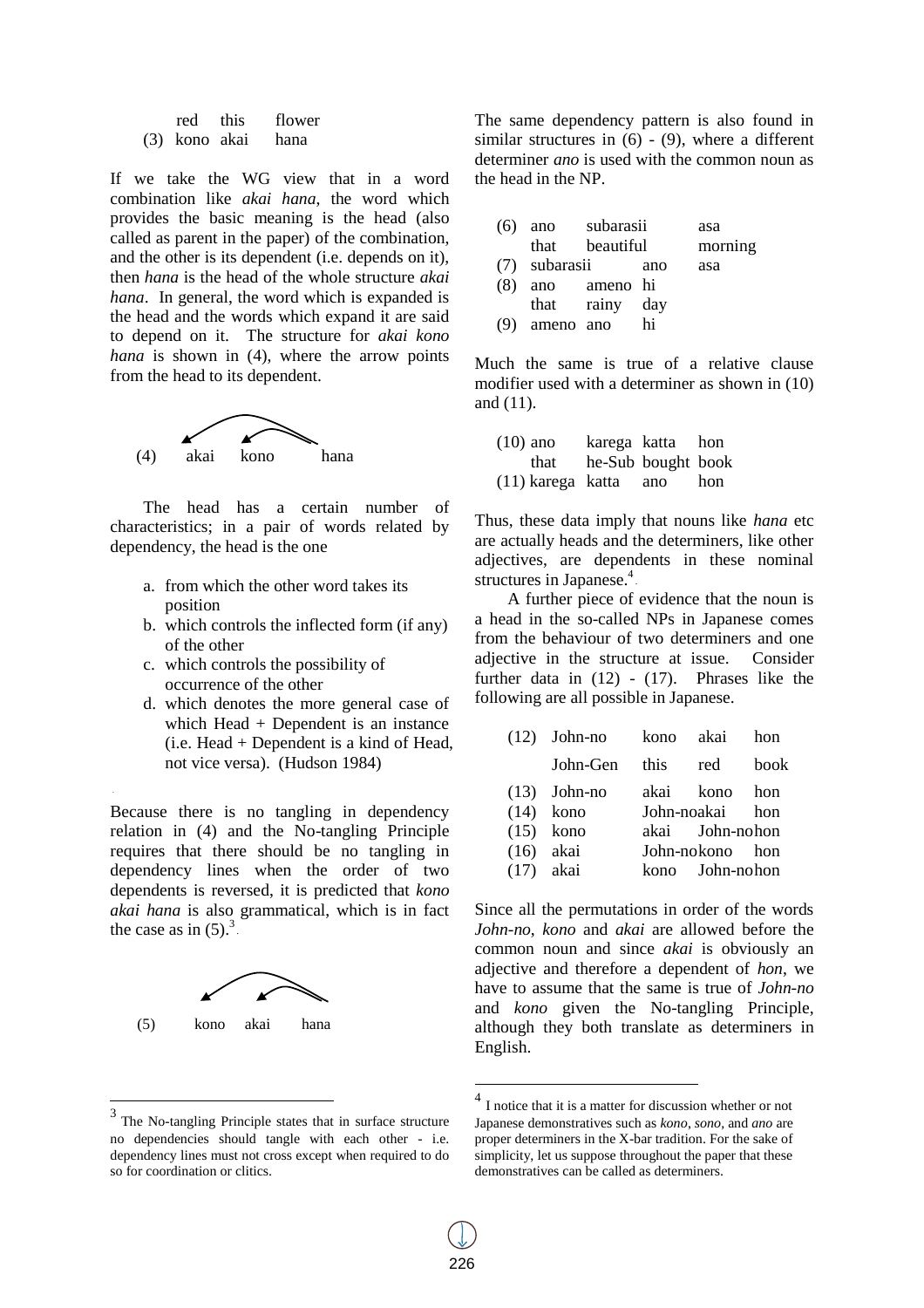|     | red  | this | flower |
|-----|------|------|--------|
| (3) | kono | akai | hana   |

If we take the WG view that in a word combination like *akai hana*, the word which provides the basic meaning is the head (also called as parent in the paper) of the combination, and the other is its dependent (i.e. depends on it), then *hana* is the head of the whole structure *akai hana*. In general, the word which is expanded is the head and the words which expand it are said to depend on it. The structure for *akai kono hana* is shown in (4), where the arrow points from the head to its dependent.

(4) akai kono hana

The head has a certain number of characteristics; in a pair of words related by dependency, the head is the one

a. from which the other word takes its position
b. which controls the inflected form (if any) of the other
c. which controls the possibility of occurrence of the other
d. which denotes the more general case of which Head + Dependent is an instance (i.e. Head + Dependent is a kind of Head, not vice versa). (Hudson 1984)

Because there is no tangling in dependency relation in (4) and the No-tangling Principle requires that there should be no tangling in dependency lines when the order of two dependents is reversed, it is predicted that *kono akai hana* is also grammatical, which is in fact the case as in (5).[3]

(5) kono akai hana

The same dependency pattern is also found in similar structures in (6) - (9), where a different determiner *ano* is used with the common noun as the head in the NP.

|     |          |           |         |
|-----|----------|-----------|---------|
| (6) | ano      | subarasii | asa     |
|     | that     | beautiful | morning |
| (7) | subarasii | ano      | asa     |
| (8) | ano      | ameno     | hi      |
|     | that     | rainy     | day     |
| (9) | ameno    | ano       | hi      |

Much the same is true of a relative clause modifier used with a determiner as shown in (10) and (11).

|      |        |        |        |      |
|------|--------|--------|--------|------|
| (10) | ano    | karega | katta  | hon  |
|      | that   | he-Sub | bought | book |
| (11) | karega | katta  | ano    | hon  |

Thus, these data imply that nouns like *hana* etc are actually heads and the determiners, like other adjectives, are dependents in these nominal structures in Japanese.[4]

A further piece of evidence that the noun is a head in the so-called NPs in Japanese comes from the behaviour of two determiners and one adjective in the structure at issue. Consider further data in (12) - (17). Phrases like the following are all possible in Japanese.

|      |          |         |         |      |
|------|----------|---------|---------|------|
| (12) | John-no  | kono    | akai    | hon  |
|      | John-Gen | this    | red     | book |
| (13) | John-no  | akai    | kono    | hon  |
| (14) | kono     | John-no | akai    | hon  |
| (15) | kono     | akai    | John-no | hon  |
| (16) | akai     | John-no | kono    | hon  |
| (17) | akai     | kono    | John-no | hon  |

Since all the permutations in order of the words *John-no*, *kono* and *akai* are allowed before the common noun and since *akai* is obviously an adjective and therefore a dependent of *hon*, we have to assume that the same is true of *John-no* and *kono* given the No-tangling Principle, although they both translate as determiners in English.

---

[3] The No-tangling Principle states that in surface structure no dependencies should tangle with each other - i.e. dependency lines must not cross except when required to do so for coordination or clitics.

[4] I notice that it is a matter for discussion whether or not Japanese demonstratives such as *kono*, *sono*, and *ano* are proper determiners in the X-bar tradition. For the sake of simplicity, let us suppose throughout the paper that these demonstratives can be called as determiners.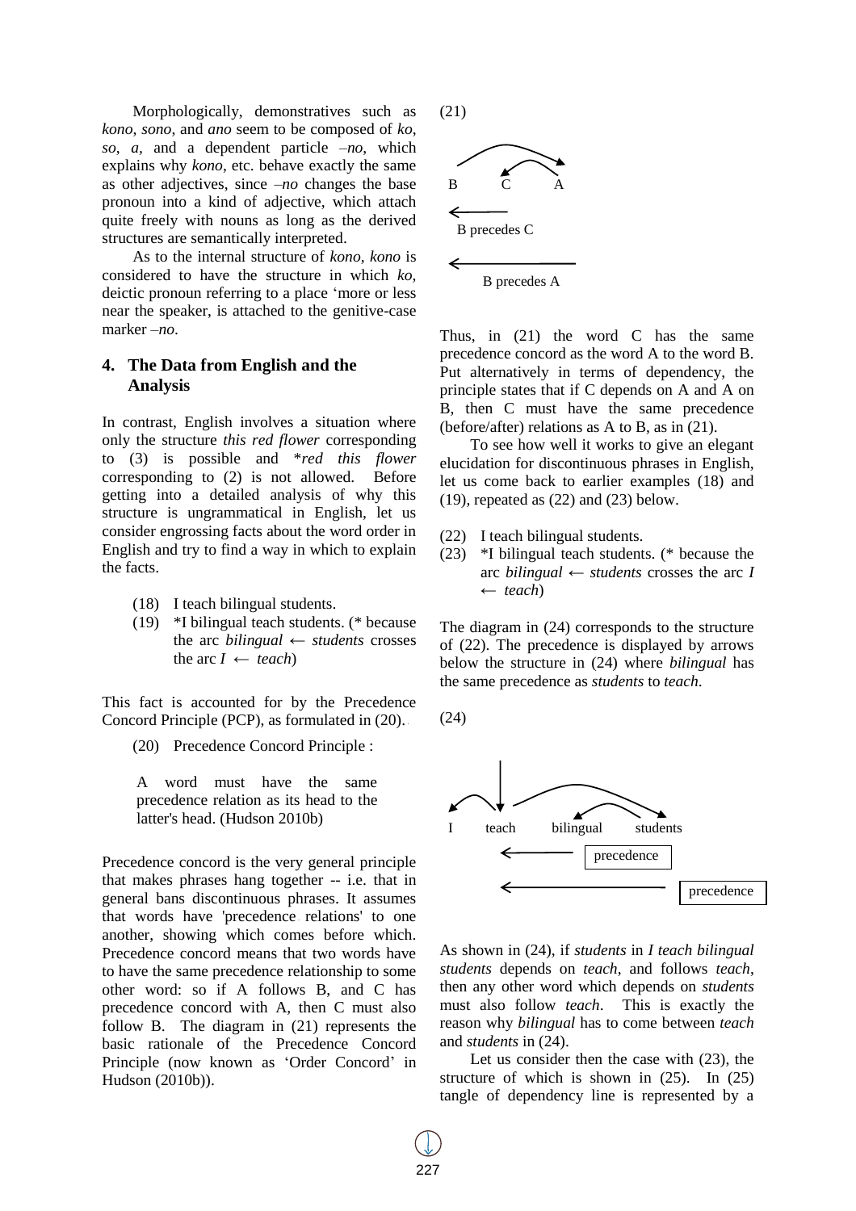Morphologically, demonstratives such as *kono*, *sono*, and *ano* seem to be composed of *ko*, *so*, *a*, and a dependent particle *–no*, which explains why *kono*, etc. behave exactly the same as other adjectives, since *–no* changes the base pronoun into a kind of adjective, which attach quite freely with nouns as long as the derived structures are semantically interpreted.

As to the internal structure of *kono*, *kono* is considered to have the structure in which *ko*, deictic pronoun referring to a place 'more or less near the speaker, is attached to the genitive-case marker *–no*.

## 4. The Data from English and the Analysis

In contrast, English involves a situation where only the structure *this red flower* corresponding to (3) is possible and \**red this flower* corresponding to (2) is not allowed. Before getting into a detailed analysis of why this structure is ungrammatical in English, let us consider engrossing facts about the word order in English and try to find a way in which to explain the facts.

(18) I teach bilingual students.
(19) \*I bilingual teach students. (\* because the arc *bilingual* ← *students* crosses the arc *I* ← *teach*)

This fact is accounted for by the Precedence Concord Principle (PCP), as formulated in (20).

(20) Precedence Concord Principle :

A word must have the same precedence relation as its head to the latter's head. (Hudson 2010b)

Precedence concord is the very general principle that makes phrases hang together -- i.e. that in general bans discontinuous phrases. It assumes that words have 'precedence relations' to one another, showing which comes before which. Precedence concord means that two words have to have the same precedence relationship to some other word: so if A follows B, and C has precedence concord with A, then C must also follow B. The diagram in (21) represents the basic rationale of the Precedence Concord Principle (now known as 'Order Concord' in Hudson (2010b)).

(21)

B C A

B precedes C

B precedes A

Thus, in (21) the word C has the same precedence concord as the word A to the word B. Put alternatively in terms of dependency, the principle states that if C depends on A and A on B, then C must have the same precedence (before/after) relations as A to B, as in (21).

To see how well it works to give an elegant elucidation for discontinuous phrases in English, let us come back to earlier examples (18) and (19), repeated as (22) and (23) below.

(22) I teach bilingual students.
(23) \*I bilingual teach students. (\* because the arc *bilingual* ← *students* crosses the arc *I* ← *teach*)

The diagram in (24) corresponds to the structure of (22). The precedence is displayed by arrows below the structure in (24) where *bilingual* has the same precedence as *students* to *teach*.

(24)

I teach bilingual students

precedence

precedence

As shown in (24), if *students* in *I teach bilingual students* depends on *teach*, and follows *teach*, then any other word which depends on *students* must also follow *teach*. This is exactly the reason why *bilingual* has to come between *teach* and *students* in (24).

Let us consider then the case with (23), the structure of which is shown in (25). In (25) tangle of dependency line is represented by a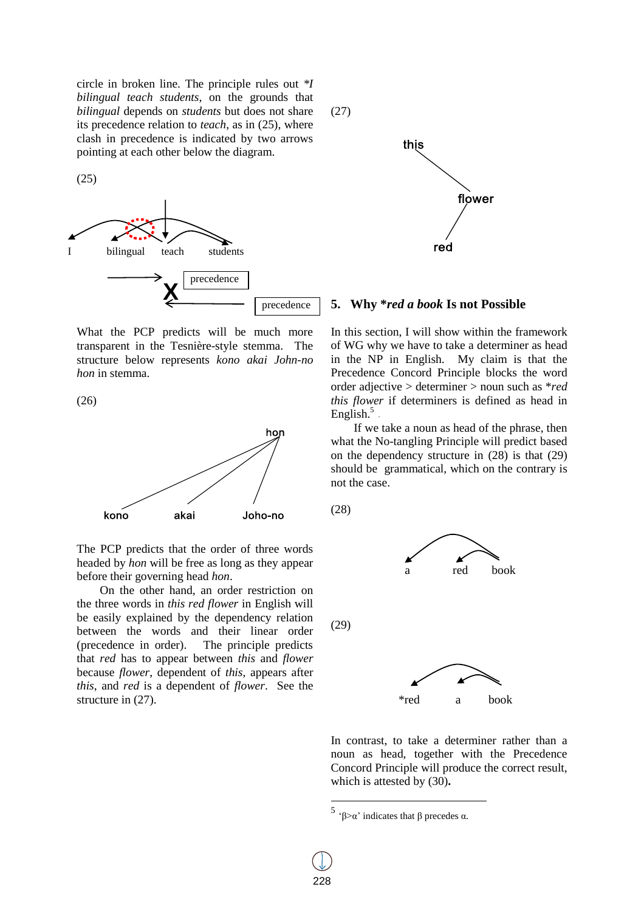circle in broken line. The principle rules out **I bilingual teach students*, on the grounds that *bilingual* depends on *students* but does not share its precedence relation to *teach*, as in (25), where clash in precedence is indicated by two arrows pointing at each other below the diagram.

(25)

I bilingual teach students

precedence

precedence

What the PCP predicts will be much more transparent in the Tesnière-style stemma. The structure below represents *kono akai John-no hon* in stemma.

(26)

hon

kono akai Joho-no

The PCP predicts that the order of three words headed by *hon* will be free as long as they appear before their governing head *hon*.

On the other hand, an order restriction on the three words in *this red flower* in English will be easily explained by the dependency relation between the words and their linear order (precedence in order). The principle predicts that *red* has to appear between *this* and *flower* because *flower*, dependent of *this*, appears after *this*, and *red* is a dependent of *flower*. See the structure in (27).

(27)

this

flower

red

## 5. Why **red a book* Is not Possible

In this section, I will show within the framework of WG why we have to take a determiner as head in the NP in English. My claim is that the Precedence Concord Principle blocks the word order adjective > determiner > noun such as **red this flower* if determiners is defined as head in English.[5]

If we take a noun as head of the phrase, then what the No-tangling Principle will predict based on the dependency structure in (28) is that (29) should be grammatical, which on the contrary is not the case.

(28)

a red book

(29)

*red a book

In contrast, to take a determiner rather than a noun as head, together with the Precedence Concord Principle will produce the correct result, which is attested by (30).

[5] 'β>α' indicates that β precedes α.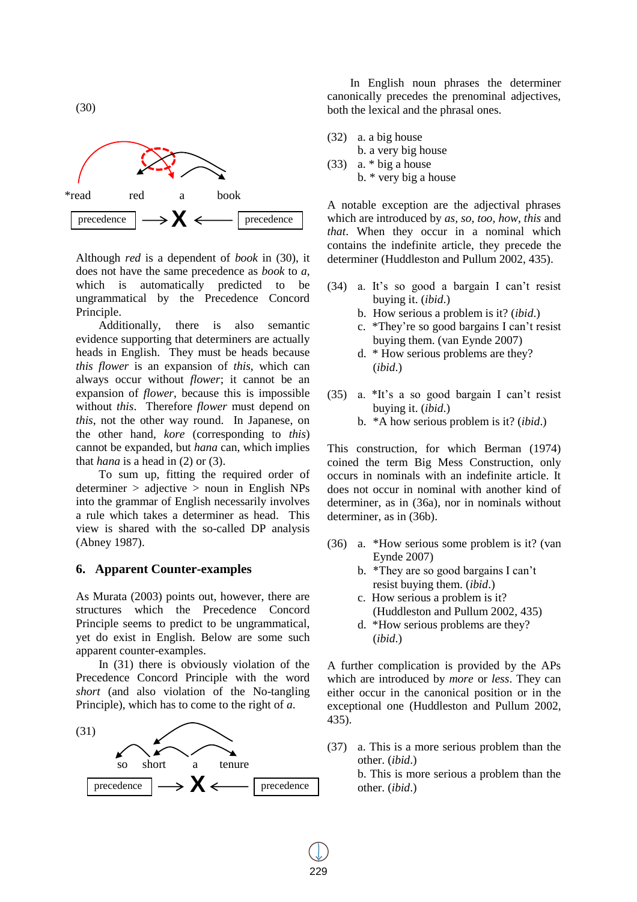(30)

*read red a book

precedence → **X** ← precedence

Although *red* is a dependent of *book* in (30), it does not have the same precedence as *book* to *a*, which is automatically predicted to be ungrammatical by the Precedence Concord Principle.

Additionally, there is also semantic evidence supporting that determiners are actually heads in English. They must be heads because *this flower* is an expansion of *this*, which can always occur without *flower*; it cannot be an expansion of *flower*, because this is impossible without *this*. Therefore *flower* must depend on *this*, not the other way round. In Japanese, on the other hand, *kore* (corresponding to *this*) cannot be expanded, but *hana* can, which implies that *hana* is a head in (2) or (3).

To sum up, fitting the required order of determiner > adjective > noun in English NPs into the grammar of English necessarily involves a rule which takes a determiner as head. This view is shared with the so-called DP analysis (Abney 1987).

## 6. Apparent Counter-examples

As Murata (2003) points out, however, there are structures which the Precedence Concord Principle seems to predict to be ungrammatical, yet do exist in English. Below are some such apparent counter-examples.

In (31) there is obviously violation of the Precedence Concord Principle with the word *short* (and also violation of the No-tangling Principle), which has to come to the right of *a*.

(31)

so short a tenure

precedence → **X** ← precedence

In English noun phrases the determiner canonically precedes the prenominal adjectives, both the lexical and the phrasal ones.

(32) a. a big house
b. a very big house

(33) a. * big a house
b. * very big a house

A notable exception are the adjectival phrases which are introduced by *as, so, too, how, this* and *that*. When they occur in a nominal which contains the indefinite article, they precede the determiner (Huddleston and Pullum 2002, 435).

(34) a. It's so good a bargain I can't resist buying it. (*ibid.*)
b. How serious a problem is it? (*ibid.*)
c. *They're so good bargains I can't resist buying them. (van Eynde 2007)
d. * How serious problems are they? (*ibid.*)

(35) a. *It's a so good bargain I can't resist buying it. (*ibid.*)
b. *A how serious problem is it? (*ibid.*)

This construction, for which Berman (1974) coined the term Big Mess Construction, only occurs in nominals with an indefinite article. It does not occur in nominal with another kind of determiner, as in (36a), nor in nominals without determiner, as in (36b).

(36) a. *How serious some problem is it? (van Eynde 2007)
b. *They are so good bargains I can't resist buying them. (*ibid.*)
c. How serious a problem is it? (Huddleston and Pullum 2002, 435)
d. *How serious problems are they? (*ibid.*)

A further complication is provided by the APs which are introduced by *more* or *less*. They can either occur in the canonical position or in the exceptional one (Huddleston and Pullum 2002, 435).

(37) a. This is a more serious problem than the other. (*ibid.*)
b. This is more serious a problem than the other. (*ibid.*)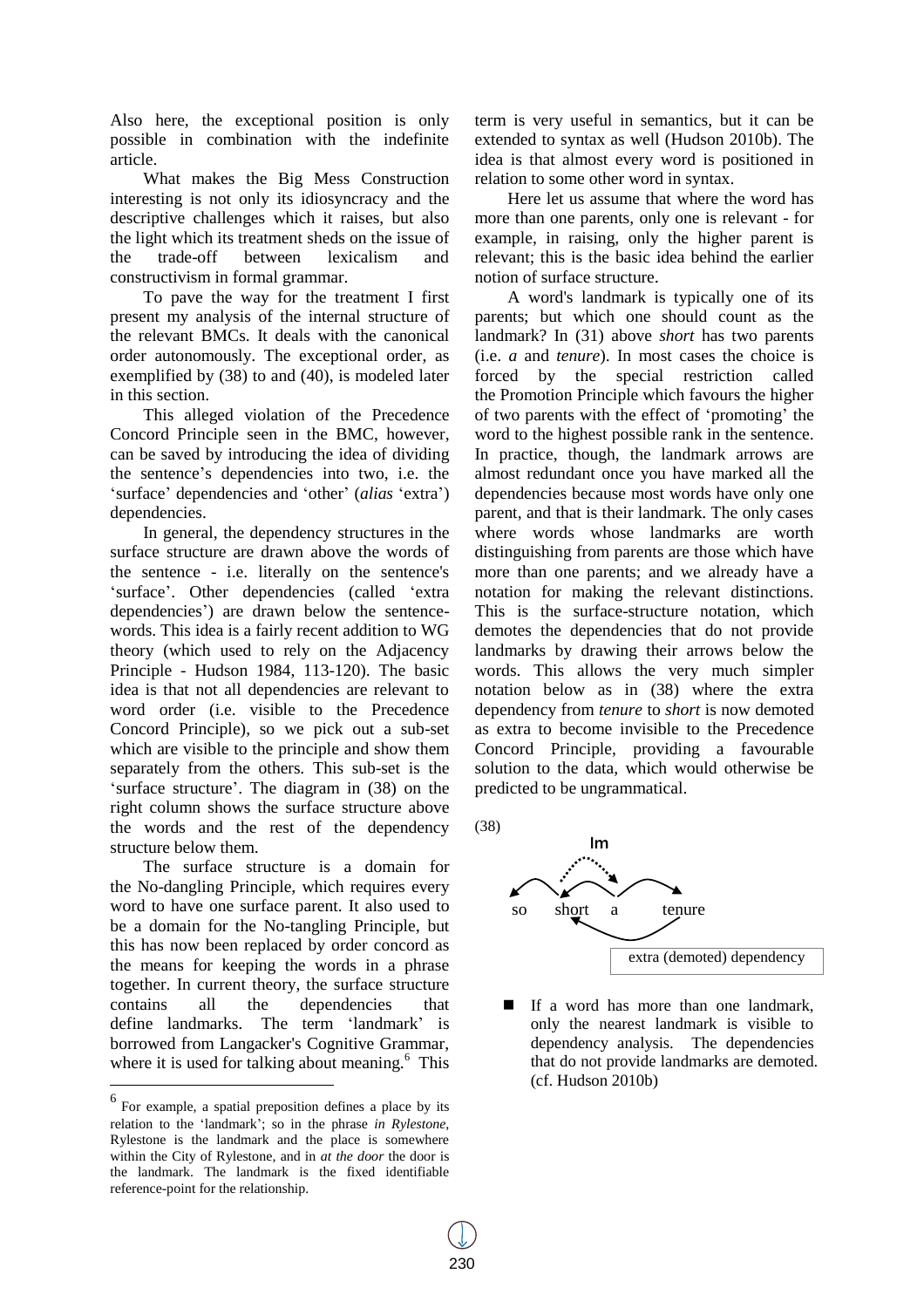Also here, the exceptional position is only possible in combination with the indefinite article.

What makes the Big Mess Construction interesting is not only its idiosyncracy and the descriptive challenges which it raises, but also the light which its treatment sheds on the issue of the trade-off between lexicalism and constructivism in formal grammar.

To pave the way for the treatment I first present my analysis of the internal structure of the relevant BMCs. It deals with the canonical order autonomously. The exceptional order, as exemplified by (38) to and (40), is modeled later in this section.

This alleged violation of the Precedence Concord Principle seen in the BMC, however, can be saved by introducing the idea of dividing the sentence's dependencies into two, i.e. the 'surface' dependencies and 'other' (*alias* 'extra') dependencies.

In general, the dependency structures in the surface structure are drawn above the words of the sentence - i.e. literally on the sentence's 'surface'. Other dependencies (called 'extra dependencies') are drawn below the sentence-words. This idea is a fairly recent addition to WG theory (which used to rely on the Adjacency Principle - Hudson 1984, 113-120). The basic idea is that not all dependencies are relevant to word order (i.e. visible to the Precedence Concord Principle), so we pick out a sub-set which are visible to the principle and show them separately from the others. This sub-set is the 'surface structure'. The diagram in (38) on the right column shows the surface structure above the words and the rest of the dependency structure below them.

The surface structure is a domain for the No-dangling Principle, which requires every word to have one surface parent. It also used to be a domain for the No-tangling Principle, but this has now been replaced by order concord as the means for keeping the words in a phrase together. In current theory, the surface structure contains all the dependencies that define landmarks. The term 'landmark' is borrowed from Langacker's Cognitive Grammar, where it is used for talking about meaning.[6] This term is very useful in semantics, but it can be extended to syntax as well (Hudson 2010b). The idea is that almost every word is positioned in relation to some other word in syntax.

Here let us assume that where the word has more than one parents, only one is relevant - for example, in raising, only the higher parent is relevant; this is the basic idea behind the earlier notion of surface structure.

A word's landmark is typically one of its parents; but which one should count as the landmark? In (31) above *short* has two parents (i.e. *a* and *tenure*). In most cases the choice is forced by the special restriction called the Promotion Principle which favours the higher of two parents with the effect of 'promoting' the word to the highest possible rank in the sentence. In practice, though, the landmark arrows are almost redundant once you have marked all the dependencies because most words have only one parent, and that is their landmark. The only cases where words whose landmarks are worth distinguishing from parents are those which have more than one parents; and we already have a notation for making the relevant distinctions. This is the surface-structure notation, which demotes the dependencies that do not provide landmarks by drawing their arrows below the words. This allows the very much simpler notation below as in (38) where the extra dependency from *tenure* to *short* is now demoted as extra to become invisible to the Precedence Concord Principle, providing a favourable solution to the data, which would otherwise be predicted to be ungrammatical.

(38)

lm

so short a tenure

extra (demoted) dependency

- If a word has more than one landmark, only the nearest landmark is visible to dependency analysis. The dependencies that do not provide landmarks are demoted. (cf. Hudson 2010b)

---

[6] For example, a spatial preposition defines a place by its relation to the 'landmark'; so in the phrase *in Rylestone*, Rylestone is the landmark and the place is somewhere within the City of Rylestone, and in *at the door* the door is the landmark. The landmark is the fixed identifiable reference-point for the relationship.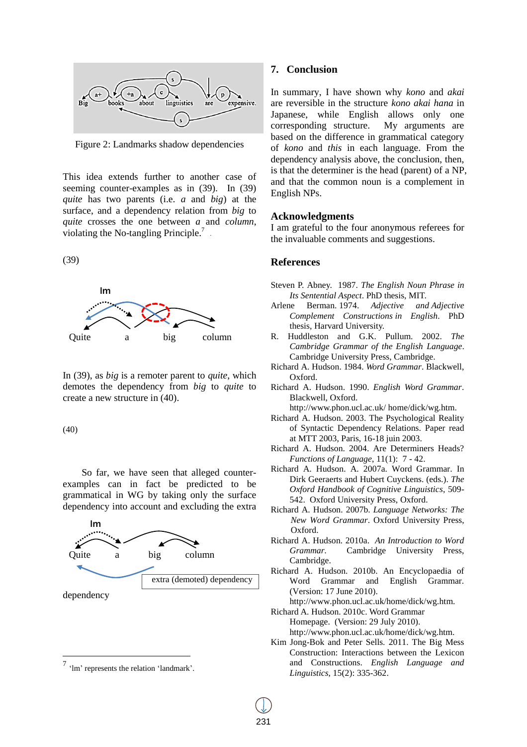Figure 2: Landmarks shadow dependencies

This idea extends further to another case of seeming counter-examples as in (39). In (39) *quite* has two parents (i.e. *a* and *big*) at the surface, and a dependency relation from *big* to *quite* crosses the one between *a* and *column*, violating the No-tangling Principle.[7]

(39)

Im

Quite a big column

In (39), as *big* is a remoter parent to *quite*, which demotes the dependency from *big* to *quite* to create a new structure in (40).

(40)

Im

Quite a big column

extra (demoted) dependency

So far, we have seen that alleged counter-examples can in fact be predicted to be grammatical in WG by taking only the surface dependency into account and excluding the extra dependency

[7] 'lm' represents the relation 'landmark'.

## 7. Conclusion

In summary, I have shown why *kono* and *akai* are reversible in the structure *kono akai hana* in Japanese, while English allows only one corresponding structure. My arguments are based on the difference in grammatical category of *kono* and *this* in each language. From the dependency analysis above, the conclusion, then, is that the determiner is the head (parent) of a NP, and that the common noun is a complement in English NPs.

## Acknowledgments

I am grateful to the four anonymous referees for the invaluable comments and suggestions.

## References

Steven P. Abney. 1987. *The English Noun Phrase in Its Sentential Aspect*. PhD thesis, MIT.

Arlene Berman. 1974. *Adjective and Adjective Complement Constructions in English*. PhD thesis, Harvard University.

R. Huddleston and G.K. Pullum. 2002. *The Cambridge Grammar of the English Language*. Cambridge University Press, Cambridge.

Richard A. Hudson. 1984. *Word Grammar*. Blackwell, Oxford.

Richard A. Hudson. 1990. *English Word Grammar*. Blackwell, Oxford. http://www.phon.ucl.ac.uk/ home/dick/wg.htm.

Richard A. Hudson. 2003. The Psychological Reality of Syntactic Dependency Relations. Paper read at MTT 2003, Paris, 16-18 juin 2003.

Richard A. Hudson. 2004. Are Determiners Heads? *Functions of Language*, 11(1): 7 - 42.

Richard A. Hudson. A. 2007a. Word Grammar. In Dirk Geeraerts and Hubert Cuyckens. (eds.). *The Oxford Handbook of Cognitive Linguistics*, 509-542. Oxford University Press, Oxford.

Richard A. Hudson. 2007b. *Language Networks: The New Word Grammar*. Oxford University Press, Oxford.

Richard A. Hudson. 2010a. *An Introduction to Word Grammar*. Cambridge University Press, Cambridge.

Richard A. Hudson. 2010b. An Encyclopaedia of Word Grammar and English Grammar. (Version: 17 June 2010). http://www.phon.ucl.ac.uk/home/dick/wg.htm.

Richard A. Hudson. 2010c. Word Grammar Homepage. (Version: 29 July 2010). http://www.phon.ucl.ac.uk/home/dick/wg.htm.

Kim Jong-Bok and Peter Sells. 2011. The Big Mess Construction: Interactions between the Lexicon and Constructions. *English Language and Linguistics*, 15(2): 335-362.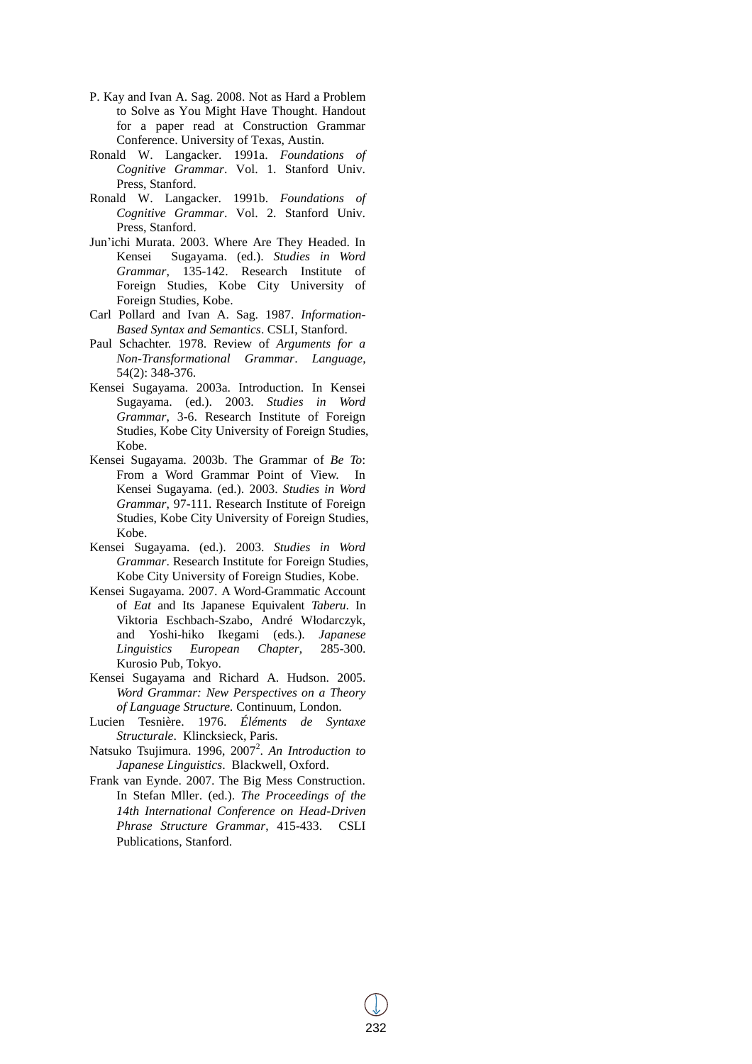P. Kay and Ivan A. Sag. 2008. Not as Hard a Problem to Solve as You Might Have Thought. Handout for a paper read at Construction Grammar Conference. University of Texas, Austin.

Ronald W. Langacker. 1991a. *Foundations of Cognitive Grammar*. Vol. 1. Stanford Univ. Press, Stanford.

Ronald W. Langacker. 1991b. *Foundations of Cognitive Grammar*. Vol. 2. Stanford Univ. Press, Stanford.

Jun'ichi Murata. 2003. Where Are They Headed. In Kensei Sugayama. (ed.). *Studies in Word Grammar*, 135-142. Research Institute of Foreign Studies, Kobe City University of Foreign Studies, Kobe.

Carl Pollard and Ivan A. Sag. 1987. *Information-Based Syntax and Semantics*. CSLI, Stanford.

Paul Schachter. 1978. Review of *Arguments for a Non-Transformational Grammar*. *Language*, 54(2): 348-376.

Kensei Sugayama. 2003a. Introduction. In Kensei Sugayama. (ed.). 2003. *Studies in Word Grammar*, 3-6. Research Institute of Foreign Studies, Kobe City University of Foreign Studies, Kobe.

Kensei Sugayama. 2003b. The Grammar of *Be To*: From a Word Grammar Point of View. In Kensei Sugayama. (ed.). 2003. *Studies in Word Grammar*, 97-111. Research Institute of Foreign Studies, Kobe City University of Foreign Studies, Kobe.

Kensei Sugayama. (ed.). 2003. *Studies in Word Grammar*. Research Institute for Foreign Studies, Kobe City University of Foreign Studies, Kobe.

Kensei Sugayama. 2007. A Word-Grammatic Account of *Eat* and Its Japanese Equivalent *Taberu*. In Viktoria Eschbach-Szabo, André Włodarczyk, and Yoshi-hiko Ikegami (eds.). *Japanese Linguistics European Chapter*, 285-300. Kurosio Pub, Tokyo.

Kensei Sugayama and Richard A. Hudson. 2005. *Word Grammar: New Perspectives on a Theory of Language Structure.* Continuum, London.

Lucien Tesnière. 1976. *Éléments de Syntaxe Structurale*. Klincksieck, Paris.

Natsuko Tsujimura. 1996, 2007[2]. *An Introduction to Japanese Linguistics*. Blackwell, Oxford.

Frank van Eynde. 2007. The Big Mess Construction. In Stefan Mller. (ed.). *The Proceedings of the 14th International Conference on Head-Driven Phrase Structure Grammar*, 415-433. CSLI Publications, Stanford.